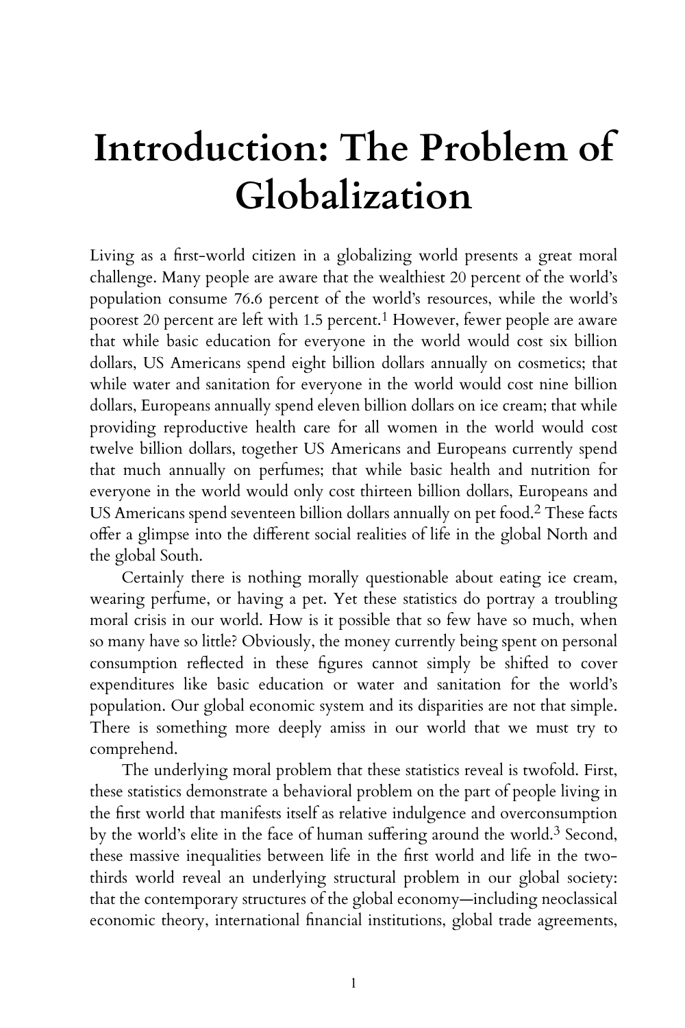# Introduction: The Problem of Globalization

Living as a first-world citizen in a globalizing world presents a great moral challenge. Many people are aware that the wealthiest 20 percent of the world's population consume 76.6 percent of the world's resources, while the world's poorest 20 percent are left with 1.5 percent.[1] However, fewer people are aware that while basic education for everyone in the world would cost six billion dollars, US Americans spend eight billion dollars annually on cosmetics; that while water and sanitation for everyone in the world would cost nine billion dollars, Europeans annually spend eleven billion dollars on ice cream; that while providing reproductive health care for all women in the world would cost twelve billion dollars, together US Americans and Europeans currently spend that much annually on perfumes; that while basic health and nutrition for everyone in the world would only cost thirteen billion dollars, Europeans and US Americans spend seventeen billion dollars annually on pet food.[2] These facts offer a glimpse into the different social realities of life in the global North and the global South.

Certainly there is nothing morally questionable about eating ice cream, wearing perfume, or having a pet. Yet these statistics do portray a troubling moral crisis in our world. How is it possible that so few have so much, when so many have so little? Obviously, the money currently being spent on personal consumption reflected in these figures cannot simply be shifted to cover expenditures like basic education or water and sanitation for the world's population. Our global economic system and its disparities are not that simple. There is something more deeply amiss in our world that we must try to comprehend.

The underlying moral problem that these statistics reveal is twofold. First, these statistics demonstrate a behavioral problem on the part of people living in the first world that manifests itself as relative indulgence and overconsumption by the world's elite in the face of human suffering around the world.[3] Second, these massive inequalities between life in the first world and life in the two-thirds world reveal an underlying structural problem in our global society: that the contemporary structures of the global economy—including neoclassical economic theory, international financial institutions, global trade agreements,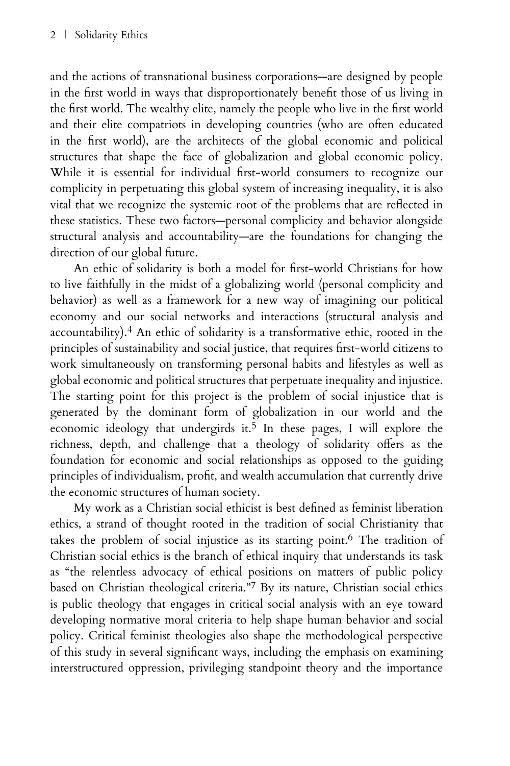and the actions of transnational business corporations—are designed by people in the first world in ways that disproportionately benefit those of us living in the first world. The wealthy elite, namely the people who live in the first world and their elite compatriots in developing countries (who are often educated in the first world), are the architects of the global economic and political structures that shape the face of globalization and global economic policy. While it is essential for individual first-world consumers to recognize our complicity in perpetuating this global system of increasing inequality, it is also vital that we recognize the systemic root of the problems that are reflected in these statistics. These two factors—personal complicity and behavior alongside structural analysis and accountability—are the foundations for changing the direction of our global future.

An ethic of solidarity is both a model for first-world Christians for how to live faithfully in the midst of a globalizing world (personal complicity and behavior) as well as a framework for a new way of imagining our political economy and our social networks and interactions (structural analysis and accountability).[4] An ethic of solidarity is a transformative ethic, rooted in the principles of sustainability and social justice, that requires first-world citizens to work simultaneously on transforming personal habits and lifestyles as well as global economic and political structures that perpetuate inequality and injustice. The starting point for this project is the problem of social injustice that is generated by the dominant form of globalization in our world and the economic ideology that undergirds it.[5] In these pages, I will explore the richness, depth, and challenge that a theology of solidarity offers as the foundation for economic and social relationships as opposed to the guiding principles of individualism, profit, and wealth accumulation that currently drive the economic structures of human society.

My work as a Christian social ethicist is best defined as feminist liberation ethics, a strand of thought rooted in the tradition of social Christianity that takes the problem of social injustice as its starting point.[6] The tradition of Christian social ethics is the branch of ethical inquiry that understands its task as "the relentless advocacy of ethical positions on matters of public policy based on Christian theological criteria."[7] By its nature, Christian social ethics is public theology that engages in critical social analysis with an eye toward developing normative moral criteria to help shape human behavior and social policy. Critical feminist theologies also shape the methodological perspective of this study in several significant ways, including the emphasis on examining interstructured oppression, privileging standpoint theory and the importance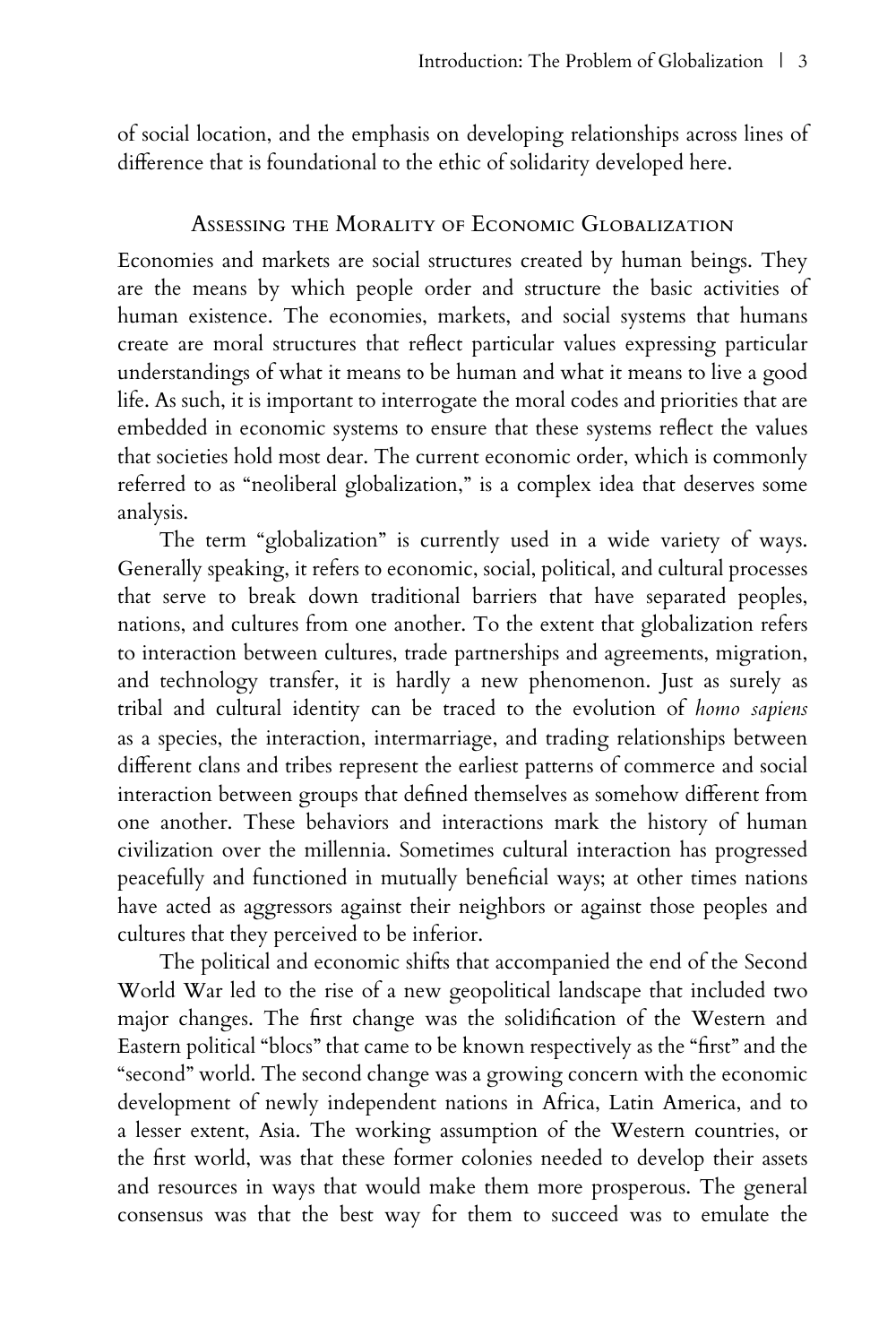of social location, and the emphasis on developing relationships across lines of difference that is foundational to the ethic of solidarity developed here.

## Assessing the Morality of Economic Globalization

Economies and markets are social structures created by human beings. They are the means by which people order and structure the basic activities of human existence. The economies, markets, and social systems that humans create are moral structures that reflect particular values expressing particular understandings of what it means to be human and what it means to live a good life. As such, it is important to interrogate the moral codes and priorities that are embedded in economic systems to ensure that these systems reflect the values that societies hold most dear. The current economic order, which is commonly referred to as "neoliberal globalization," is a complex idea that deserves some analysis.

The term "globalization" is currently used in a wide variety of ways. Generally speaking, it refers to economic, social, political, and cultural processes that serve to break down traditional barriers that have separated peoples, nations, and cultures from one another. To the extent that globalization refers to interaction between cultures, trade partnerships and agreements, migration, and technology transfer, it is hardly a new phenomenon. Just as surely as tribal and cultural identity can be traced to the evolution of *homo sapiens* as a species, the interaction, intermarriage, and trading relationships between different clans and tribes represent the earliest patterns of commerce and social interaction between groups that defined themselves as somehow different from one another. These behaviors and interactions mark the history of human civilization over the millennia. Sometimes cultural interaction has progressed peacefully and functioned in mutually beneficial ways; at other times nations have acted as aggressors against their neighbors or against those peoples and cultures that they perceived to be inferior.

The political and economic shifts that accompanied the end of the Second World War led to the rise of a new geopolitical landscape that included two major changes. The first change was the solidification of the Western and Eastern political "blocs" that came to be known respectively as the "first" and the "second" world. The second change was a growing concern with the economic development of newly independent nations in Africa, Latin America, and to a lesser extent, Asia. The working assumption of the Western countries, or the first world, was that these former colonies needed to develop their assets and resources in ways that would make them more prosperous. The general consensus was that the best way for them to succeed was to emulate the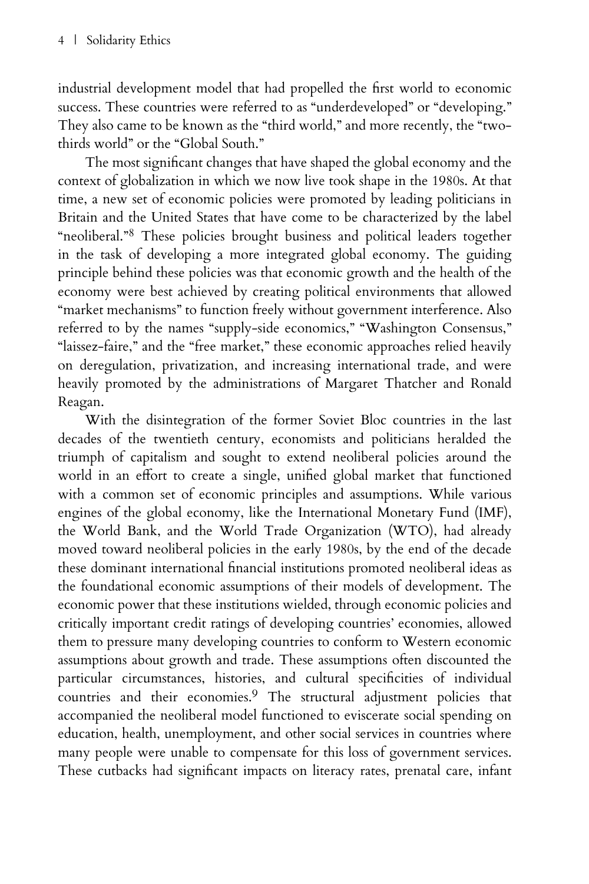industrial development model that had propelled the first world to economic success. These countries were referred to as "underdeveloped" or "developing." They also came to be known as the "third world," and more recently, the "two-thirds world" or the "Global South."

The most significant changes that have shaped the global economy and the context of globalization in which we now live took shape in the 1980s. At that time, a new set of economic policies were promoted by leading politicians in Britain and the United States that have come to be characterized by the label "neoliberal."[8] These policies brought business and political leaders together in the task of developing a more integrated global economy. The guiding principle behind these policies was that economic growth and the health of the economy were best achieved by creating political environments that allowed "market mechanisms" to function freely without government interference. Also referred to by the names "supply-side economics," "Washington Consensus," "laissez-faire," and the "free market," these economic approaches relied heavily on deregulation, privatization, and increasing international trade, and were heavily promoted by the administrations of Margaret Thatcher and Ronald Reagan.

With the disintegration of the former Soviet Bloc countries in the last decades of the twentieth century, economists and politicians heralded the triumph of capitalism and sought to extend neoliberal policies around the world in an effort to create a single, unified global market that functioned with a common set of economic principles and assumptions. While various engines of the global economy, like the International Monetary Fund (IMF), the World Bank, and the World Trade Organization (WTO), had already moved toward neoliberal policies in the early 1980s, by the end of the decade these dominant international financial institutions promoted neoliberal ideas as the foundational economic assumptions of their models of development. The economic power that these institutions wielded, through economic policies and critically important credit ratings of developing countries' economies, allowed them to pressure many developing countries to conform to Western economic assumptions about growth and trade. These assumptions often discounted the particular circumstances, histories, and cultural specificities of individual countries and their economies.[9] The structural adjustment policies that accompanied the neoliberal model functioned to eviscerate social spending on education, health, unemployment, and other social services in countries where many people were unable to compensate for this loss of government services. These cutbacks had significant impacts on literacy rates, prenatal care, infant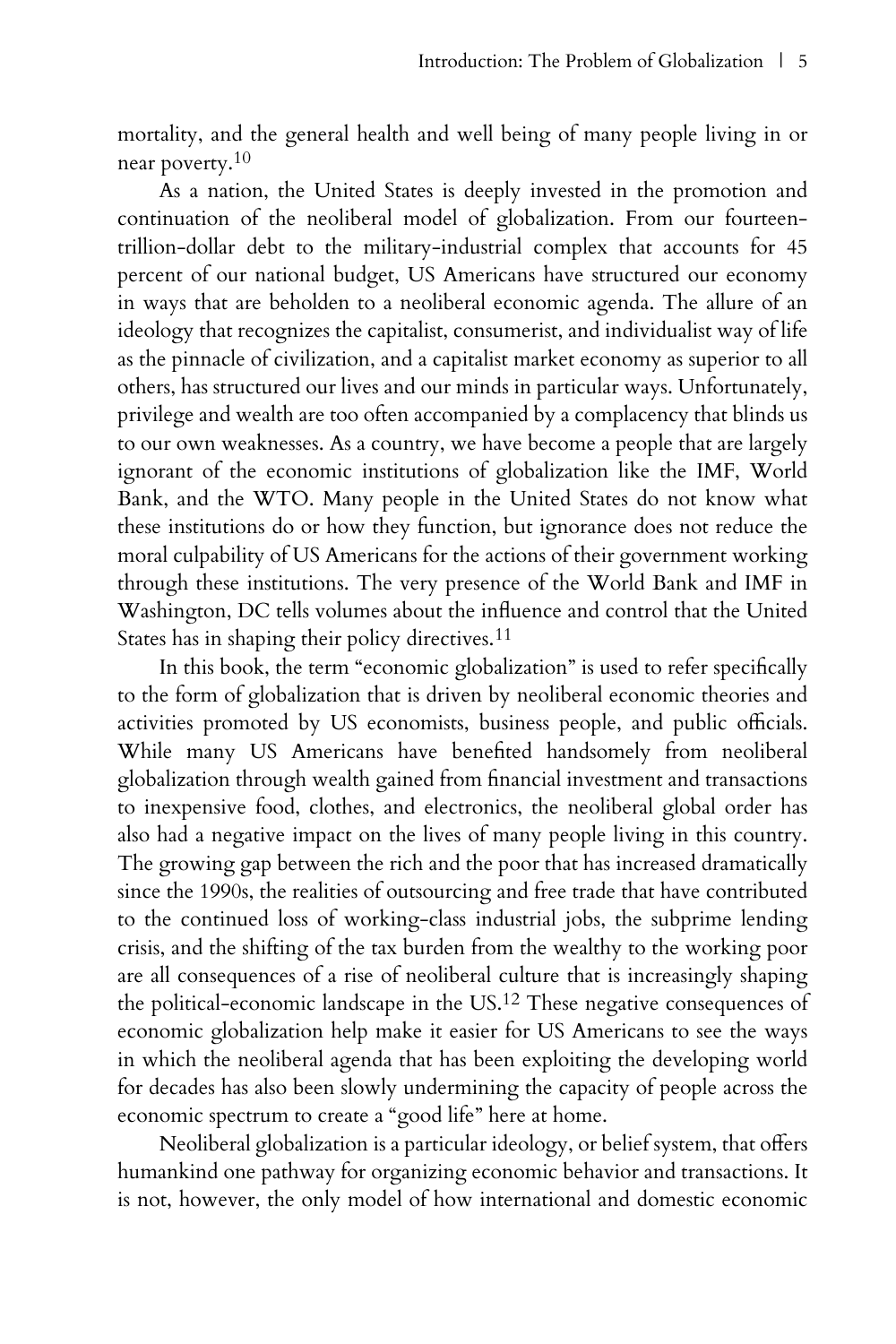mortality, and the general health and well being of many people living in or near poverty.[10]

As a nation, the United States is deeply invested in the promotion and continuation of the neoliberal model of globalization. From our fourteen-trillion-dollar debt to the military-industrial complex that accounts for 45 percent of our national budget, US Americans have structured our economy in ways that are beholden to a neoliberal economic agenda. The allure of an ideology that recognizes the capitalist, consumerist, and individualist way of life as the pinnacle of civilization, and a capitalist market economy as superior to all others, has structured our lives and our minds in particular ways. Unfortunately, privilege and wealth are too often accompanied by a complacency that blinds us to our own weaknesses. As a country, we have become a people that are largely ignorant of the economic institutions of globalization like the IMF, World Bank, and the WTO. Many people in the United States do not know what these institutions do or how they function, but ignorance does not reduce the moral culpability of US Americans for the actions of their government working through these institutions. The very presence of the World Bank and IMF in Washington, DC tells volumes about the influence and control that the United States has in shaping their policy directives.[11]

In this book, the term "economic globalization" is used to refer specifically to the form of globalization that is driven by neoliberal economic theories and activities promoted by US economists, business people, and public officials. While many US Americans have benefited handsomely from neoliberal globalization through wealth gained from financial investment and transactions to inexpensive food, clothes, and electronics, the neoliberal global order has also had a negative impact on the lives of many people living in this country. The growing gap between the rich and the poor that has increased dramatically since the 1990s, the realities of outsourcing and free trade that have contributed to the continued loss of working-class industrial jobs, the subprime lending crisis, and the shifting of the tax burden from the wealthy to the working poor are all consequences of a rise of neoliberal culture that is increasingly shaping the political-economic landscape in the US.[12] These negative consequences of economic globalization help make it easier for US Americans to see the ways in which the neoliberal agenda that has been exploiting the developing world for decades has also been slowly undermining the capacity of people across the economic spectrum to create a "good life" here at home.

Neoliberal globalization is a particular ideology, or belief system, that offers humankind one pathway for organizing economic behavior and transactions. It is not, however, the only model of how international and domestic economic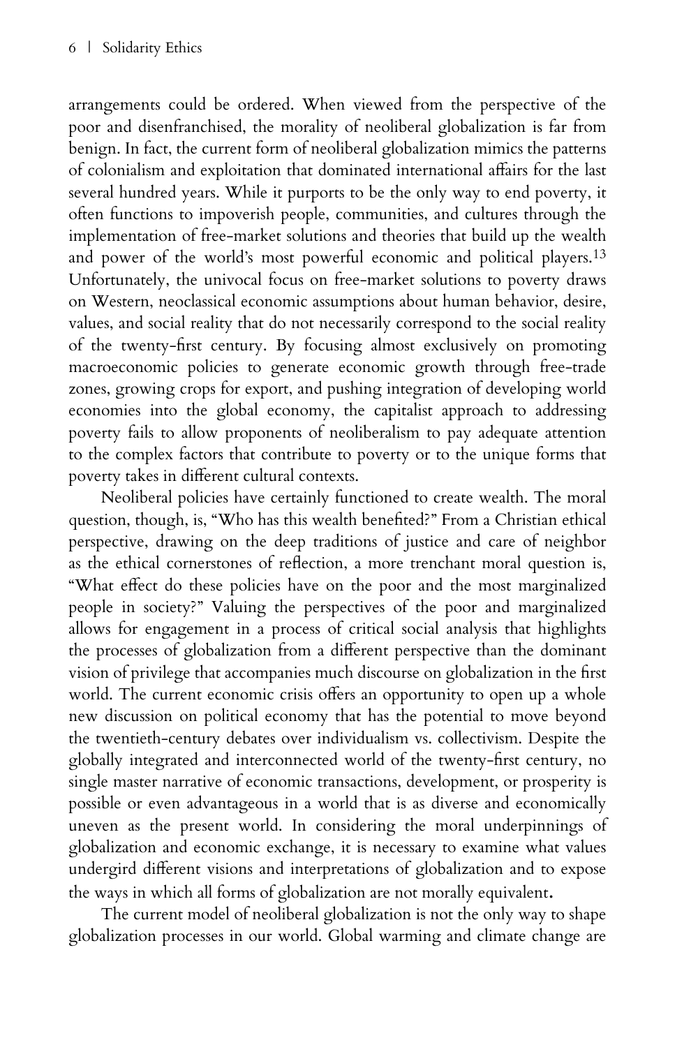arrangements could be ordered. When viewed from the perspective of the poor and disenfranchised, the morality of neoliberal globalization is far from benign. In fact, the current form of neoliberal globalization mimics the patterns of colonialism and exploitation that dominated international affairs for the last several hundred years. While it purports to be the only way to end poverty, it often functions to impoverish people, communities, and cultures through the implementation of free-market solutions and theories that build up the wealth and power of the world's most powerful economic and political players.[13] Unfortunately, the univocal focus on free-market solutions to poverty draws on Western, neoclassical economic assumptions about human behavior, desire, values, and social reality that do not necessarily correspond to the social reality of the twenty-first century. By focusing almost exclusively on promoting macroeconomic policies to generate economic growth through free-trade zones, growing crops for export, and pushing integration of developing world economies into the global economy, the capitalist approach to addressing poverty fails to allow proponents of neoliberalism to pay adequate attention to the complex factors that contribute to poverty or to the unique forms that poverty takes in different cultural contexts.

Neoliberal policies have certainly functioned to create wealth. The moral question, though, is, "Who has this wealth benefited?" From a Christian ethical perspective, drawing on the deep traditions of justice and care of neighbor as the ethical cornerstones of reflection, a more trenchant moral question is, "What effect do these policies have on the poor and the most marginalized people in society?" Valuing the perspectives of the poor and marginalized allows for engagement in a process of critical social analysis that highlights the processes of globalization from a different perspective than the dominant vision of privilege that accompanies much discourse on globalization in the first world. The current economic crisis offers an opportunity to open up a whole new discussion on political economy that has the potential to move beyond the twentieth-century debates over individualism vs. collectivism. Despite the globally integrated and interconnected world of the twenty-first century, no single master narrative of economic transactions, development, or prosperity is possible or even advantageous in a world that is as diverse and economically uneven as the present world. In considering the moral underpinnings of globalization and economic exchange, it is necessary to examine what values undergird different visions and interpretations of globalization and to expose the ways in which all forms of globalization are not morally equivalent.

The current model of neoliberal globalization is not the only way to shape globalization processes in our world. Global warming and climate change are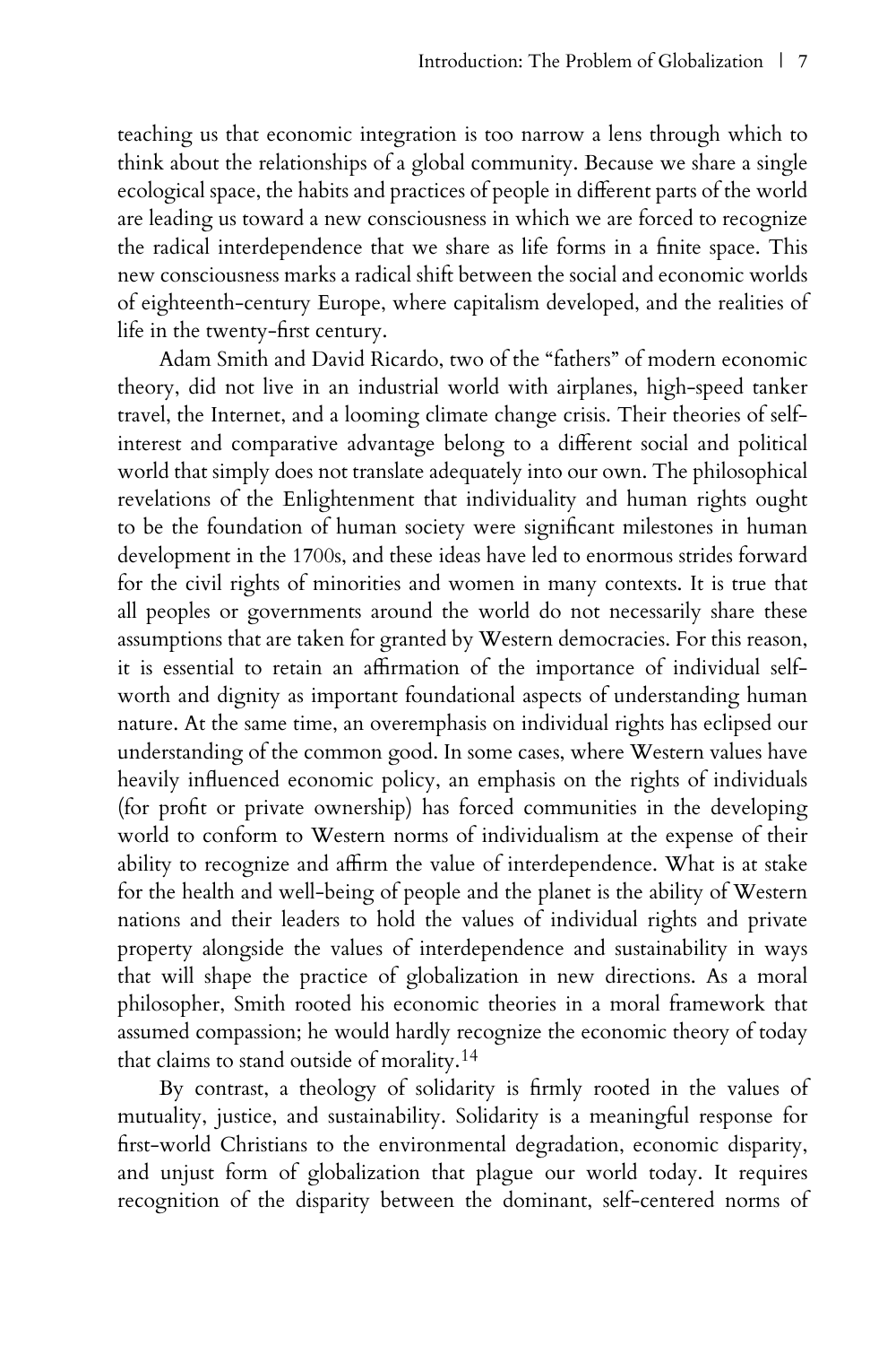teaching us that economic integration is too narrow a lens through which to think about the relationships of a global community. Because we share a single ecological space, the habits and practices of people in different parts of the world are leading us toward a new consciousness in which we are forced to recognize the radical interdependence that we share as life forms in a finite space. This new consciousness marks a radical shift between the social and economic worlds of eighteenth-century Europe, where capitalism developed, and the realities of life in the twenty-first century.

Adam Smith and David Ricardo, two of the "fathers" of modern economic theory, did not live in an industrial world with airplanes, high-speed tanker travel, the Internet, and a looming climate change crisis. Their theories of self-interest and comparative advantage belong to a different social and political world that simply does not translate adequately into our own. The philosophical revelations of the Enlightenment that individuality and human rights ought to be the foundation of human society were significant milestones in human development in the 1700s, and these ideas have led to enormous strides forward for the civil rights of minorities and women in many contexts. It is true that all peoples or governments around the world do not necessarily share these assumptions that are taken for granted by Western democracies. For this reason, it is essential to retain an affirmation of the importance of individual self-worth and dignity as important foundational aspects of understanding human nature. At the same time, an overemphasis on individual rights has eclipsed our understanding of the common good. In some cases, where Western values have heavily influenced economic policy, an emphasis on the rights of individuals (for profit or private ownership) has forced communities in the developing world to conform to Western norms of individualism at the expense of their ability to recognize and affirm the value of interdependence. What is at stake for the health and well-being of people and the planet is the ability of Western nations and their leaders to hold the values of individual rights and private property alongside the values of interdependence and sustainability in ways that will shape the practice of globalization in new directions. As a moral philosopher, Smith rooted his economic theories in a moral framework that assumed compassion; he would hardly recognize the economic theory of today that claims to stand outside of morality.[14]

By contrast, a theology of solidarity is firmly rooted in the values of mutuality, justice, and sustainability. Solidarity is a meaningful response for first-world Christians to the environmental degradation, economic disparity, and unjust form of globalization that plague our world today. It requires recognition of the disparity between the dominant, self-centered norms of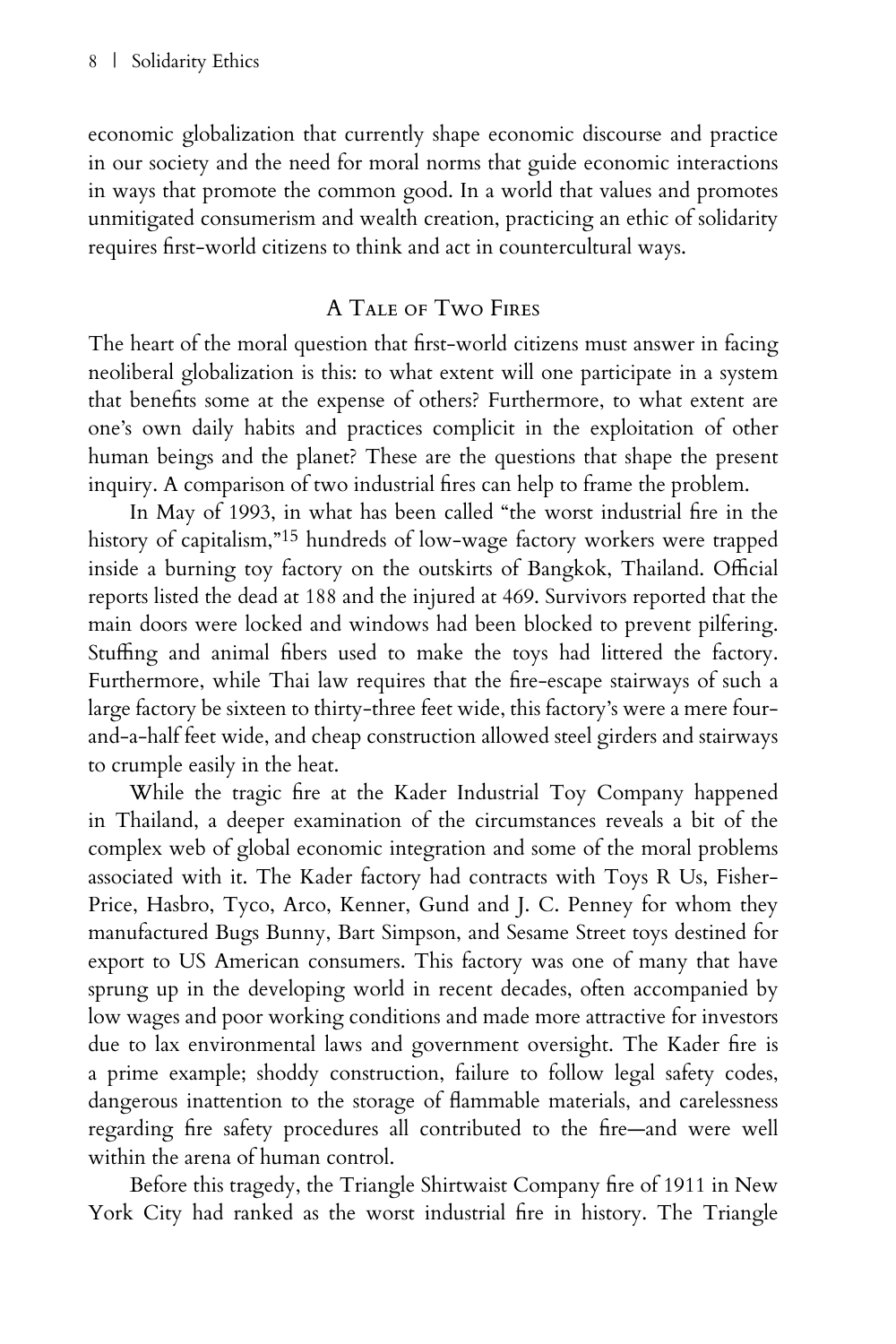economic globalization that currently shape economic discourse and practice in our society and the need for moral norms that guide economic interactions in ways that promote the common good. In a world that values and promotes unmitigated consumerism and wealth creation, practicing an ethic of solidarity requires first-world citizens to think and act in countercultural ways.

## A Tale of Two Fires

The heart of the moral question that first-world citizens must answer in facing neoliberal globalization is this: to what extent will one participate in a system that benefits some at the expense of others? Furthermore, to what extent are one's own daily habits and practices complicit in the exploitation of other human beings and the planet? These are the questions that shape the present inquiry. A comparison of two industrial fires can help to frame the problem.

In May of 1993, in what has been called "the worst industrial fire in the history of capitalism,"[15] hundreds of low-wage factory workers were trapped inside a burning toy factory on the outskirts of Bangkok, Thailand. Official reports listed the dead at 188 and the injured at 469. Survivors reported that the main doors were locked and windows had been blocked to prevent pilfering. Stuffing and animal fibers used to make the toys had littered the factory. Furthermore, while Thai law requires that the fire-escape stairways of such a large factory be sixteen to thirty-three feet wide, this factory's were a mere four-and-a-half feet wide, and cheap construction allowed steel girders and stairways to crumple easily in the heat.

While the tragic fire at the Kader Industrial Toy Company happened in Thailand, a deeper examination of the circumstances reveals a bit of the complex web of global economic integration and some of the moral problems associated with it. The Kader factory had contracts with Toys R Us, Fisher-Price, Hasbro, Tyco, Arco, Kenner, Gund and J. C. Penney for whom they manufactured Bugs Bunny, Bart Simpson, and Sesame Street toys destined for export to US American consumers. This factory was one of many that have sprung up in the developing world in recent decades, often accompanied by low wages and poor working conditions and made more attractive for investors due to lax environmental laws and government oversight. The Kader fire is a prime example; shoddy construction, failure to follow legal safety codes, dangerous inattention to the storage of flammable materials, and carelessness regarding fire safety procedures all contributed to the fire—and were well within the arena of human control.

Before this tragedy, the Triangle Shirtwaist Company fire of 1911 in New York City had ranked as the worst industrial fire in history. The Triangle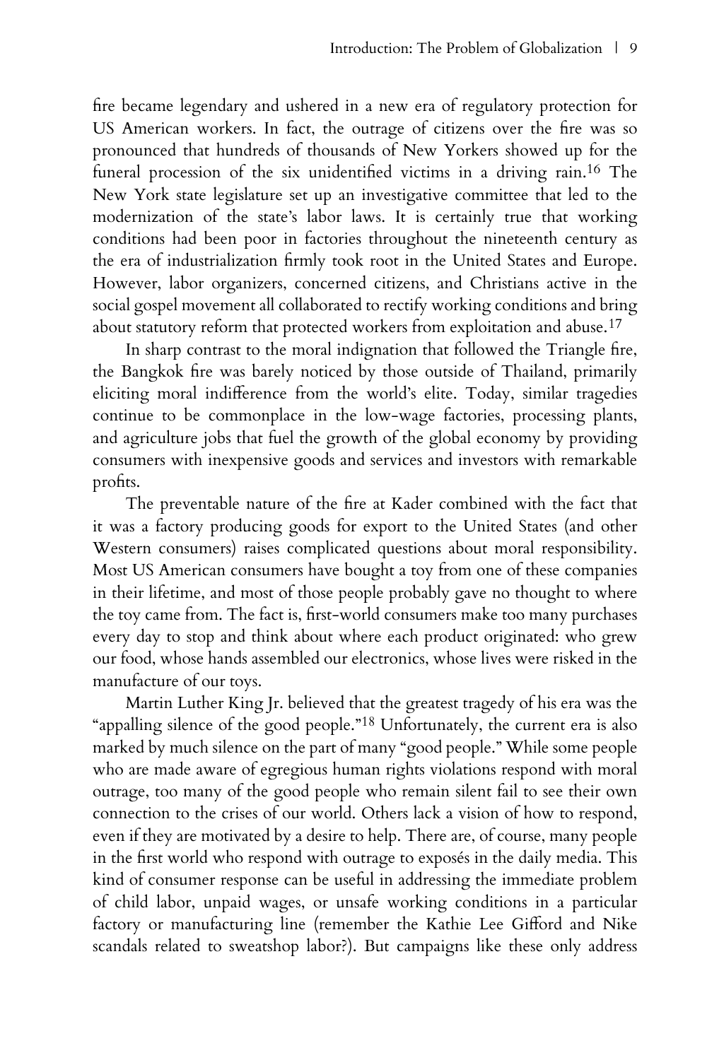fire became legendary and ushered in a new era of regulatory protection for US American workers. In fact, the outrage of citizens over the fire was so pronounced that hundreds of thousands of New Yorkers showed up for the funeral procession of the six unidentified victims in a driving rain.[16] The New York state legislature set up an investigative committee that led to the modernization of the state's labor laws. It is certainly true that working conditions had been poor in factories throughout the nineteenth century as the era of industrialization firmly took root in the United States and Europe. However, labor organizers, concerned citizens, and Christians active in the social gospel movement all collaborated to rectify working conditions and bring about statutory reform that protected workers from exploitation and abuse.[17]

In sharp contrast to the moral indignation that followed the Triangle fire, the Bangkok fire was barely noticed by those outside of Thailand, primarily eliciting moral indifference from the world's elite. Today, similar tragedies continue to be commonplace in the low-wage factories, processing plants, and agriculture jobs that fuel the growth of the global economy by providing consumers with inexpensive goods and services and investors with remarkable profits.

The preventable nature of the fire at Kader combined with the fact that it was a factory producing goods for export to the United States (and other Western consumers) raises complicated questions about moral responsibility. Most US American consumers have bought a toy from one of these companies in their lifetime, and most of those people probably gave no thought to where the toy came from. The fact is, first-world consumers make too many purchases every day to stop and think about where each product originated: who grew our food, whose hands assembled our electronics, whose lives were risked in the manufacture of our toys.

Martin Luther King Jr. believed that the greatest tragedy of his era was the "appalling silence of the good people."[18] Unfortunately, the current era is also marked by much silence on the part of many "good people." While some people who are made aware of egregious human rights violations respond with moral outrage, too many of the good people who remain silent fail to see their own connection to the crises of our world. Others lack a vision of how to respond, even if they are motivated by a desire to help. There are, of course, many people in the first world who respond with outrage to exposés in the daily media. This kind of consumer response can be useful in addressing the immediate problem of child labor, unpaid wages, or unsafe working conditions in a particular factory or manufacturing line (remember the Kathie Lee Gifford and Nike scandals related to sweatshop labor?). But campaigns like these only address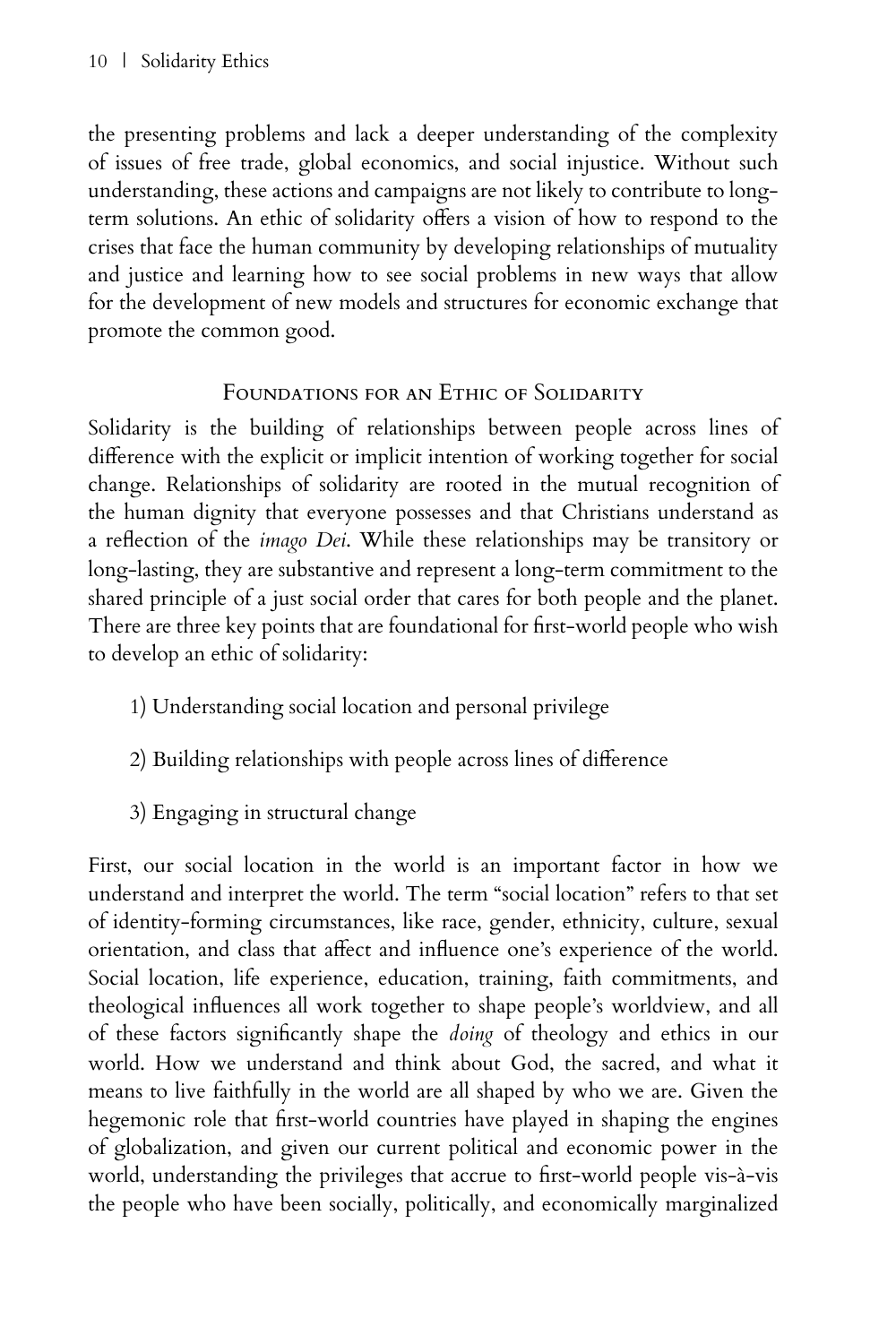the presenting problems and lack a deeper understanding of the complexity of issues of free trade, global economics, and social injustice. Without such understanding, these actions and campaigns are not likely to contribute to long-term solutions. An ethic of solidarity offers a vision of how to respond to the crises that face the human community by developing relationships of mutuality and justice and learning how to see social problems in new ways that allow for the development of new models and structures for economic exchange that promote the common good.

## Foundations for an Ethic of Solidarity

Solidarity is the building of relationships between people across lines of difference with the explicit or implicit intention of working together for social change. Relationships of solidarity are rooted in the mutual recognition of the human dignity that everyone possesses and that Christians understand as a reflection of the *imago Dei*. While these relationships may be transitory or long-lasting, they are substantive and represent a long-term commitment to the shared principle of a just social order that cares for both people and the planet. There are three key points that are foundational for first-world people who wish to develop an ethic of solidarity:

1) Understanding social location and personal privilege

2) Building relationships with people across lines of difference

3) Engaging in structural change

First, our social location in the world is an important factor in how we understand and interpret the world. The term "social location" refers to that set of identity-forming circumstances, like race, gender, ethnicity, culture, sexual orientation, and class that affect and influence one's experience of the world. Social location, life experience, education, training, faith commitments, and theological influences all work together to shape people's worldview, and all of these factors significantly shape the *doing* of theology and ethics in our world. How we understand and think about God, the sacred, and what it means to live faithfully in the world are all shaped by who we are. Given the hegemonic role that first-world countries have played in shaping the engines of globalization, and given our current political and economic power in the world, understanding the privileges that accrue to first-world people vis-à-vis the people who have been socially, politically, and economically marginalized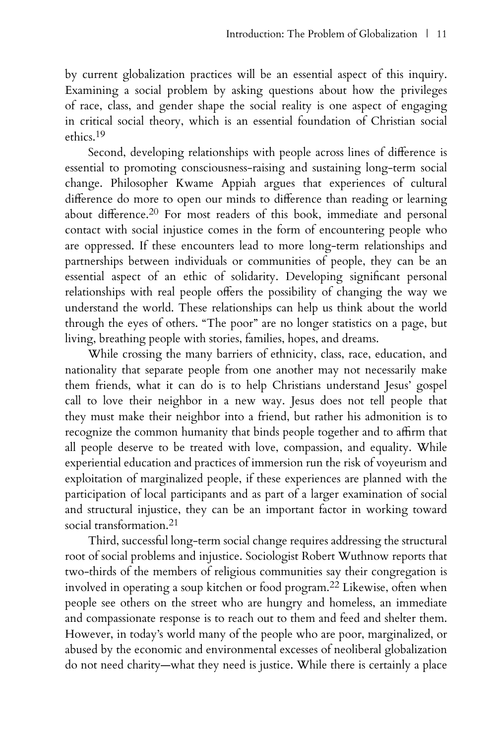by current globalization practices will be an essential aspect of this inquiry. Examining a social problem by asking questions about how the privileges of race, class, and gender shape the social reality is one aspect of engaging in critical social theory, which is an essential foundation of Christian social ethics.[19]

Second, developing relationships with people across lines of difference is essential to promoting consciousness-raising and sustaining long-term social change. Philosopher Kwame Appiah argues that experiences of cultural difference do more to open our minds to difference than reading or learning about difference.[20] For most readers of this book, immediate and personal contact with social injustice comes in the form of encountering people who are oppressed. If these encounters lead to more long-term relationships and partnerships between individuals or communities of people, they can be an essential aspect of an ethic of solidarity. Developing significant personal relationships with real people offers the possibility of changing the way we understand the world. These relationships can help us think about the world through the eyes of others. "The poor" are no longer statistics on a page, but living, breathing people with stories, families, hopes, and dreams.

While crossing the many barriers of ethnicity, class, race, education, and nationality that separate people from one another may not necessarily make them friends, what it can do is to help Christians understand Jesus' gospel call to love their neighbor in a new way. Jesus does not tell people that they must make their neighbor into a friend, but rather his admonition is to recognize the common humanity that binds people together and to affirm that all people deserve to be treated with love, compassion, and equality. While experiential education and practices of immersion run the risk of voyeurism and exploitation of marginalized people, if these experiences are planned with the participation of local participants and as part of a larger examination of social and structural injustice, they can be an important factor in working toward social transformation.[21]

Third, successful long-term social change requires addressing the structural root of social problems and injustice. Sociologist Robert Wuthnow reports that two-thirds of the members of religious communities say their congregation is involved in operating a soup kitchen or food program.[22] Likewise, often when people see others on the street who are hungry and homeless, an immediate and compassionate response is to reach out to them and feed and shelter them. However, in today's world many of the people who are poor, marginalized, or abused by the economic and environmental excesses of neoliberal globalization do not need charity—what they need is justice. While there is certainly a place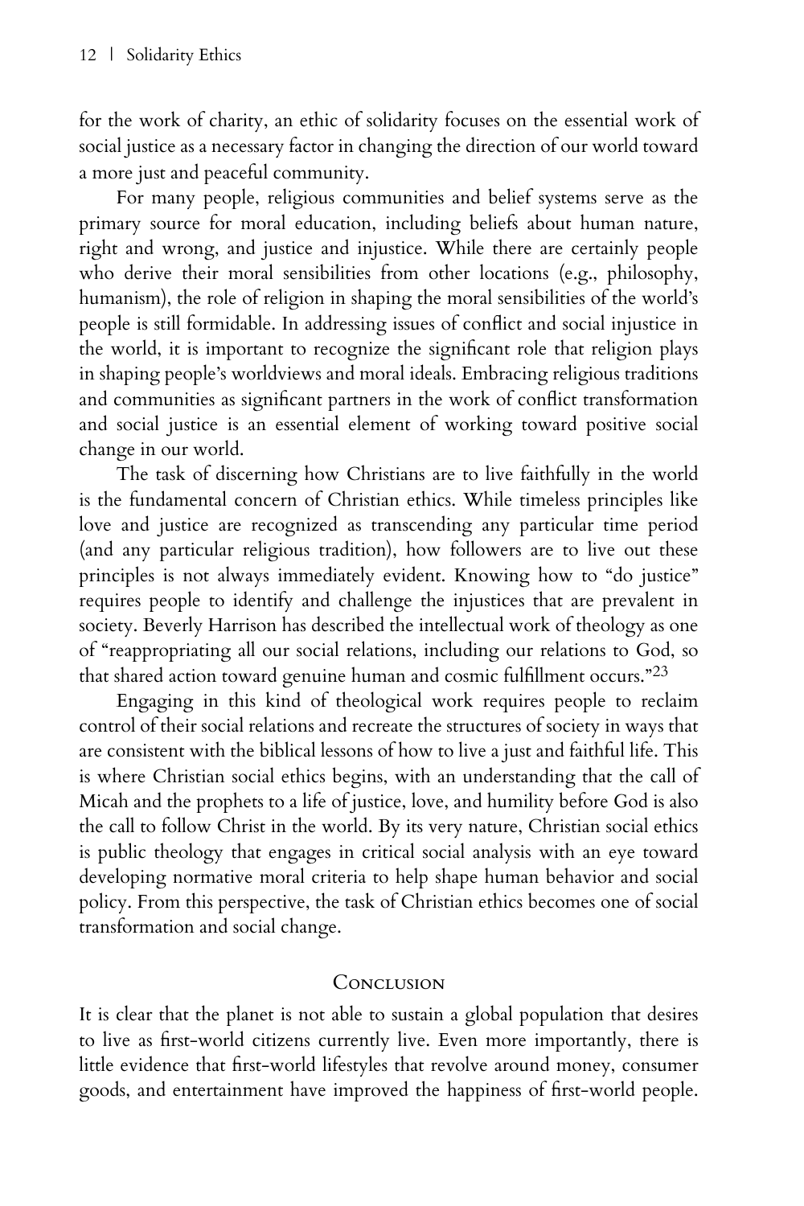for the work of charity, an ethic of solidarity focuses on the essential work of social justice as a necessary factor in changing the direction of our world toward a more just and peaceful community.

For many people, religious communities and belief systems serve as the primary source for moral education, including beliefs about human nature, right and wrong, and justice and injustice. While there are certainly people who derive their moral sensibilities from other locations (e.g., philosophy, humanism), the role of religion in shaping the moral sensibilities of the world's people is still formidable. In addressing issues of conflict and social injustice in the world, it is important to recognize the significant role that religion plays in shaping people's worldviews and moral ideals. Embracing religious traditions and communities as significant partners in the work of conflict transformation and social justice is an essential element of working toward positive social change in our world.

The task of discerning how Christians are to live faithfully in the world is the fundamental concern of Christian ethics. While timeless principles like love and justice are recognized as transcending any particular time period (and any particular religious tradition), how followers are to live out these principles is not always immediately evident. Knowing how to "do justice" requires people to identify and challenge the injustices that are prevalent in society. Beverly Harrison has described the intellectual work of theology as one of "reappropriating all our social relations, including our relations to God, so that shared action toward genuine human and cosmic fulfillment occurs."[23]

Engaging in this kind of theological work requires people to reclaim control of their social relations and recreate the structures of society in ways that are consistent with the biblical lessons of how to live a just and faithful life. This is where Christian social ethics begins, with an understanding that the call of Micah and the prophets to a life of justice, love, and humility before God is also the call to follow Christ in the world. By its very nature, Christian social ethics is public theology that engages in critical social analysis with an eye toward developing normative moral criteria to help shape human behavior and social policy. From this perspective, the task of Christian ethics becomes one of social transformation and social change.

## Conclusion

It is clear that the planet is not able to sustain a global population that desires to live as first-world citizens currently live. Even more importantly, there is little evidence that first-world lifestyles that revolve around money, consumer goods, and entertainment have improved the happiness of first-world people.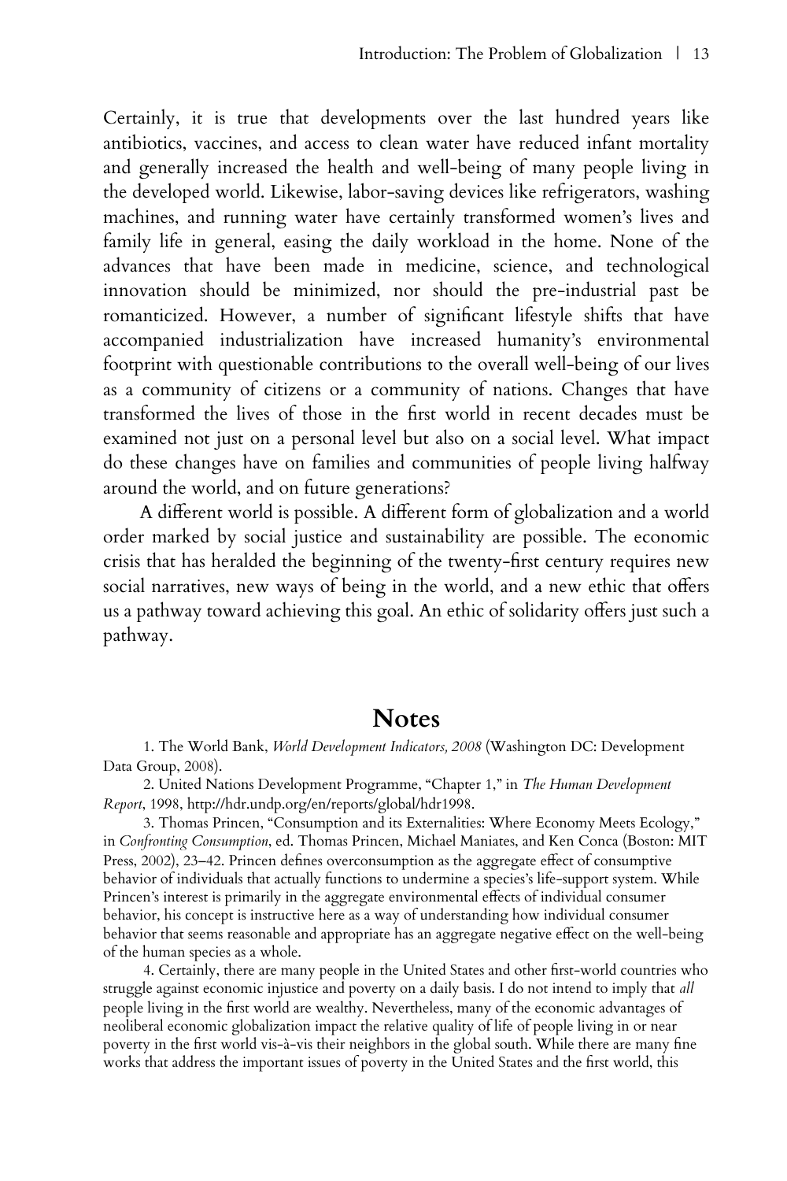Certainly, it is true that developments over the last hundred years like antibiotics, vaccines, and access to clean water have reduced infant mortality and generally increased the health and well-being of many people living in the developed world. Likewise, labor-saving devices like refrigerators, washing machines, and running water have certainly transformed women's lives and family life in general, easing the daily workload in the home. None of the advances that have been made in medicine, science, and technological innovation should be minimized, nor should the pre-industrial past be romanticized. However, a number of significant lifestyle shifts that have accompanied industrialization have increased humanity's environmental footprint with questionable contributions to the overall well-being of our lives as a community of citizens or a community of nations. Changes that have transformed the lives of those in the first world in recent decades must be examined not just on a personal level but also on a social level. What impact do these changes have on families and communities of people living halfway around the world, and on future generations?

A different world is possible. A different form of globalization and a world order marked by social justice and sustainability are possible. The economic crisis that has heralded the beginning of the twenty-first century requires new social narratives, new ways of being in the world, and a new ethic that offers us a pathway toward achieving this goal. An ethic of solidarity offers just such a pathway.

## Notes

1. The World Bank, *World Development Indicators, 2008* (Washington DC: Development Data Group, 2008).

2. United Nations Development Programme, "Chapter 1," in *The Human Development Report*, 1998, http://hdr.undp.org/en/reports/global/hdr1998.

3. Thomas Princen, "Consumption and its Externalities: Where Economy Meets Ecology," in *Confronting Consumption*, ed. Thomas Princen, Michael Maniates, and Ken Conca (Boston: MIT Press, 2002), 23–42. Princen defines overconsumption as the aggregate effect of consumptive behavior of individuals that actually functions to undermine a species's life-support system. While Princen's interest is primarily in the aggregate environmental effects of individual consumer behavior, his concept is instructive here as a way of understanding how individual consumer behavior that seems reasonable and appropriate has an aggregate negative effect on the well-being of the human species as a whole.

4. Certainly, there are many people in the United States and other first-world countries who struggle against economic injustice and poverty on a daily basis. I do not intend to imply that *all* people living in the first world are wealthy. Nevertheless, many of the economic advantages of neoliberal economic globalization impact the relative quality of life of people living in or near poverty in the first world vis-à-vis their neighbors in the global south. While there are many fine works that address the important issues of poverty in the United States and the first world, this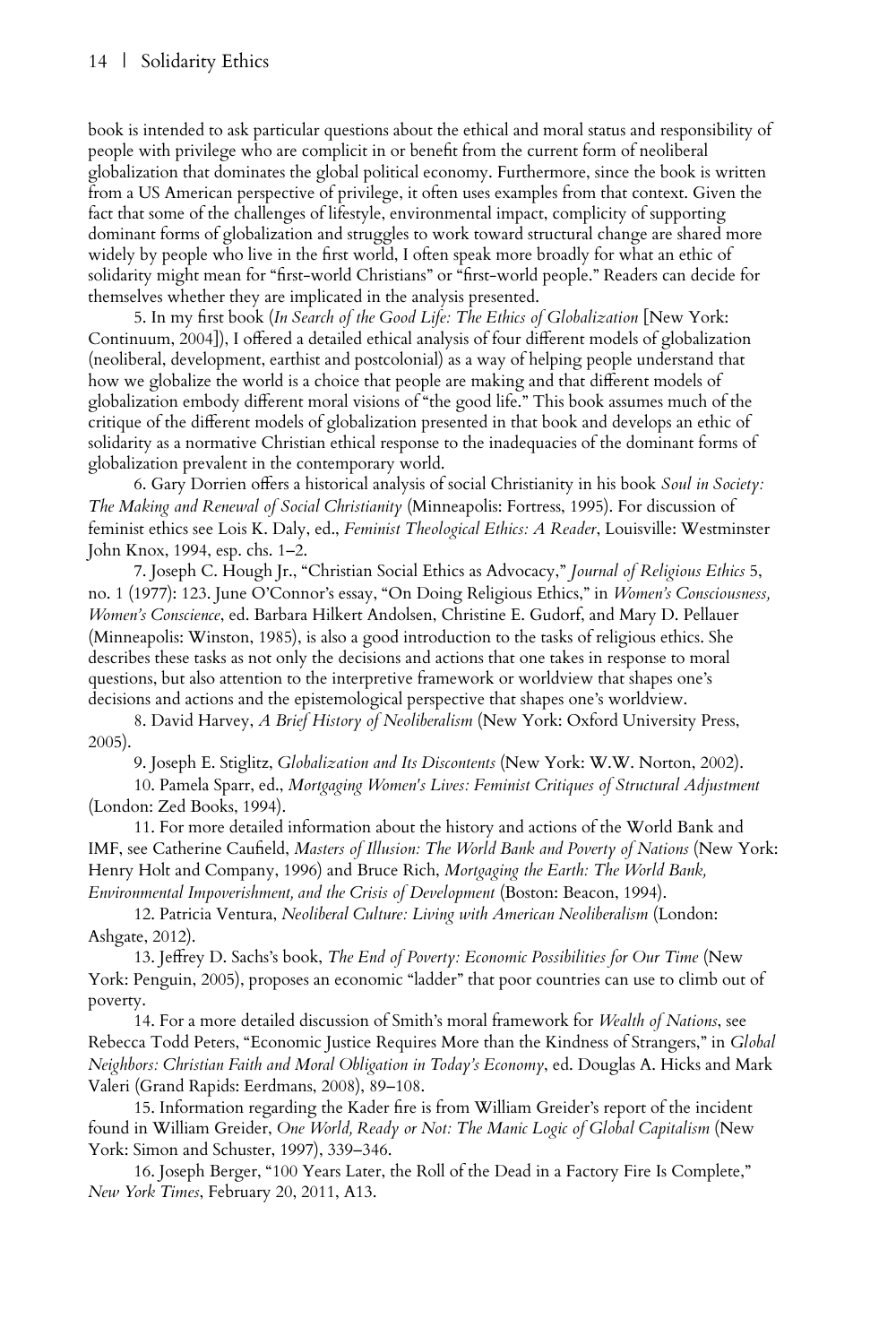book is intended to ask particular questions about the ethical and moral status and responsibility of people with privilege who are complicit in or benefit from the current form of neoliberal globalization that dominates the global political economy. Furthermore, since the book is written from a US American perspective of privilege, it often uses examples from that context. Given the fact that some of the challenges of lifestyle, environmental impact, complicity of supporting dominant forms of globalization and struggles to work toward structural change are shared more widely by people who live in the first world, I often speak more broadly for what an ethic of solidarity might mean for "first-world Christians" or "first-world people." Readers can decide for themselves whether they are implicated in the analysis presented.

5. In my first book (*In Search of the Good Life: The Ethics of Globalization* [New York: Continuum, 2004]), I offered a detailed ethical analysis of four different models of globalization (neoliberal, development, earthist and postcolonial) as a way of helping people understand that how we globalize the world is a choice that people are making and that different models of globalization embody different moral visions of "the good life." This book assumes much of the critique of the different models of globalization presented in that book and develops an ethic of solidarity as a normative Christian ethical response to the inadequacies of the dominant forms of globalization prevalent in the contemporary world.

6. Gary Dorrien offers a historical analysis of social Christianity in his book *Soul in Society: The Making and Renewal of Social Christianity* (Minneapolis: Fortress, 1995). For discussion of feminist ethics see Lois K. Daly, ed., *Feminist Theological Ethics: A Reader*, Louisville: Westminster John Knox, 1994, esp. chs. 1–2.

7. Joseph C. Hough Jr., "Christian Social Ethics as Advocacy," *Journal of Religious Ethics* 5, no. 1 (1977): 123. June O'Connor's essay, "On Doing Religious Ethics," in *Women's Consciousness, Women's Conscience*, ed. Barbara Hilkert Andolsen, Christine E. Gudorf, and Mary D. Pellauer (Minneapolis: Winston, 1985), is also a good introduction to the tasks of religious ethics. She describes these tasks as not only the decisions and actions that one takes in response to moral questions, but also attention to the interpretive framework or worldview that shapes one's decisions and actions and the epistemological perspective that shapes one's worldview.

8. David Harvey, *A Brief History of Neoliberalism* (New York: Oxford University Press, 2005).

9. Joseph E. Stiglitz, *Globalization and Its Discontents* (New York: W.W. Norton, 2002).

10. Pamela Sparr, ed., *Mortgaging Women's Lives: Feminist Critiques of Structural Adjustment* (London: Zed Books, 1994).

11. For more detailed information about the history and actions of the World Bank and IMF, see Catherine Caufield, *Masters of Illusion: The World Bank and Poverty of Nations* (New York: Henry Holt and Company, 1996) and Bruce Rich, *Mortgaging the Earth: The World Bank, Environmental Impoverishment, and the Crisis of Development* (Boston: Beacon, 1994).

12. Patricia Ventura, *Neoliberal Culture: Living with American Neoliberalism* (London: Ashgate, 2012).

13. Jeffrey D. Sachs's book, *The End of Poverty: Economic Possibilities for Our Time* (New York: Penguin, 2005), proposes an economic "ladder" that poor countries can use to climb out of poverty.

14. For a more detailed discussion of Smith's moral framework for *Wealth of Nations*, see Rebecca Todd Peters, "Economic Justice Requires More than the Kindness of Strangers," in *Global Neighbors: Christian Faith and Moral Obligation in Today's Economy*, ed. Douglas A. Hicks and Mark Valeri (Grand Rapids: Eerdmans, 2008), 89–108.

15. Information regarding the Kader fire is from William Greider's report of the incident found in William Greider, *One World, Ready or Not: The Manic Logic of Global Capitalism* (New York: Simon and Schuster, 1997), 339–346.

16. Joseph Berger, "100 Years Later, the Roll of the Dead in a Factory Fire Is Complete," *New York Times*, February 20, 2011, A13.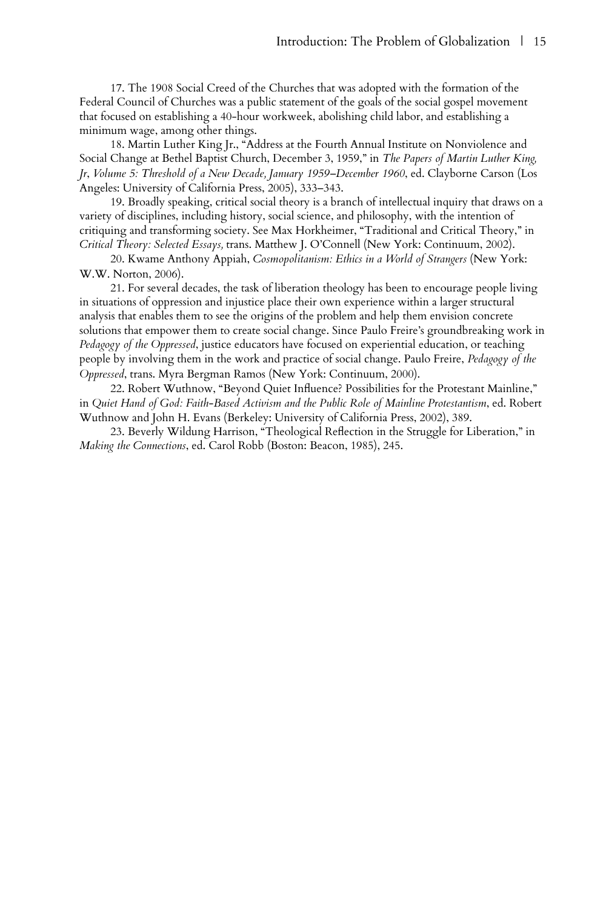17. The 1908 Social Creed of the Churches that was adopted with the formation of the Federal Council of Churches was a public statement of the goals of the social gospel movement that focused on establishing a 40-hour workweek, abolishing child labor, and establishing a minimum wage, among other things.

18. Martin Luther King Jr., "Address at the Fourth Annual Institute on Nonviolence and Social Change at Bethel Baptist Church, December 3, 1959," in *The Papers of Martin Luther King, Jr*, *Volume 5: Threshold of a New Decade, January 1959–December 1960*, ed. Clayborne Carson (Los Angeles: University of California Press, 2005), 333–343.

19. Broadly speaking, critical social theory is a branch of intellectual inquiry that draws on a variety of disciplines, including history, social science, and philosophy, with the intention of critiquing and transforming society. See Max Horkheimer, "Traditional and Critical Theory," in *Critical Theory: Selected Essays,* trans. Matthew J. O'Connell (New York: Continuum, 2002).

20. Kwame Anthony Appiah, *Cosmopolitanism: Ethics in a World of Strangers* (New York: W.W. Norton, 2006).

21. For several decades, the task of liberation theology has been to encourage people living in situations of oppression and injustice place their own experience within a larger structural analysis that enables them to see the origins of the problem and help them envision concrete solutions that empower them to create social change. Since Paulo Freire's groundbreaking work in *Pedagogy of the Oppressed*, justice educators have focused on experiential education, or teaching people by involving them in the work and practice of social change. Paulo Freire, *Pedagogy of the Oppressed*, trans. Myra Bergman Ramos (New York: Continuum, 2000).

22. Robert Wuthnow, "Beyond Quiet Influence? Possibilities for the Protestant Mainline," in *Quiet Hand of God: Faith-Based Activism and the Public Role of Mainline Protestantism*, ed. Robert Wuthnow and John H. Evans (Berkeley: University of California Press, 2002), 389.

23. Beverly Wildung Harrison, "Theological Reflection in the Struggle for Liberation," in *Making the Connections*, ed. Carol Robb (Boston: Beacon, 1985), 245.